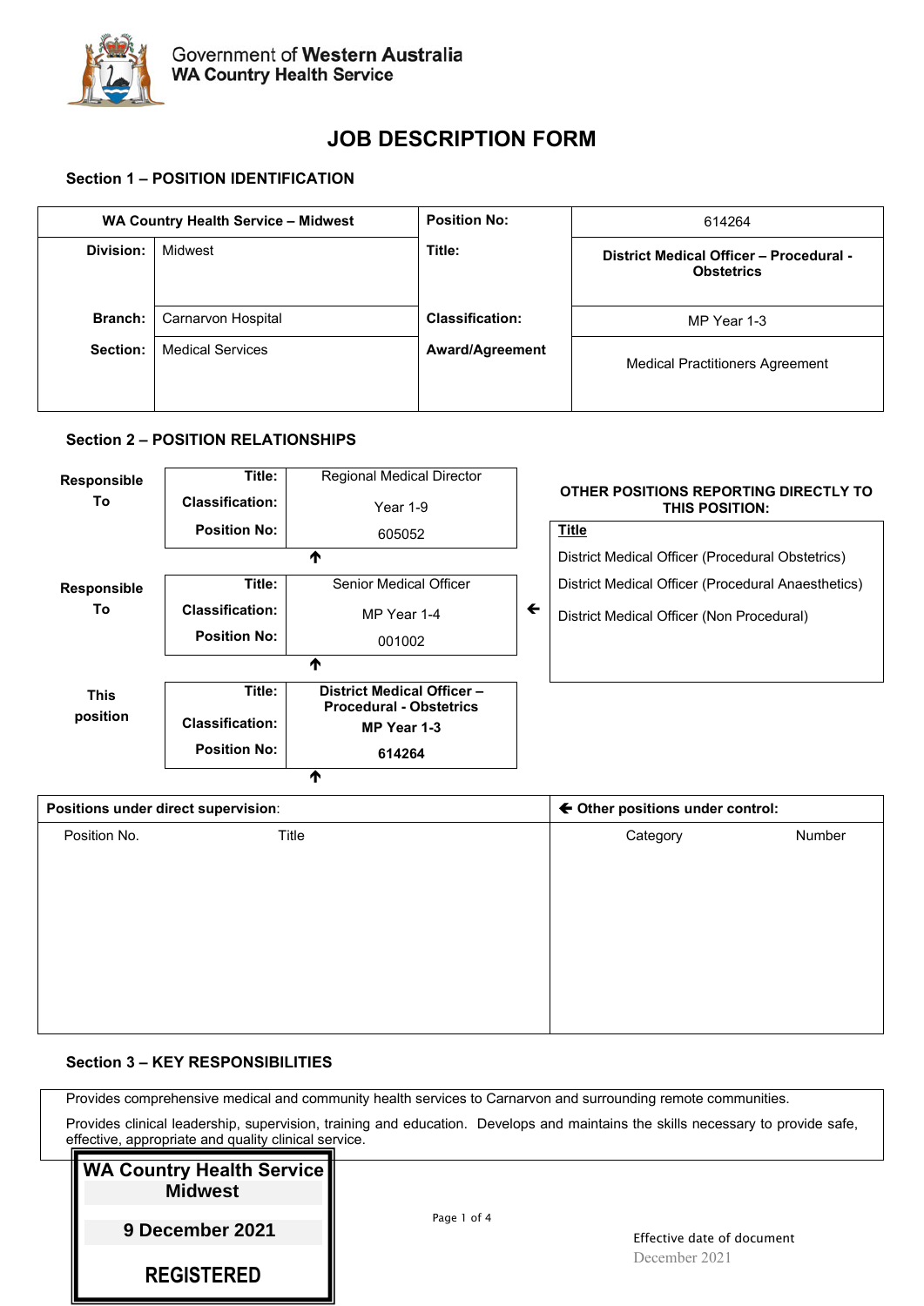Government of Western Australia
WA Country Health Service

# JOB DESCRIPTION FORM

## Section 1 – POSITION IDENTIFICATION

| WA Country Health Service – Midwest | | Position No: | 614264 |
|---|---|---|---|
| **Division:** | Midwest | **Title:** | **District Medical Officer – Procedural - Obstetrics** |
| **Branch:** | Carnarvon Hospital | **Classification:** | MP Year 1-3 |
| **Section:** | Medical Services | **Award/Agreement** | Medical Practitioners Agreement |

## Section 2 – POSITION RELATIONSHIPS

**Responsible To**

| | |
|---|---|
| **Title:** | Regional Medical Director |
| **Classification:** | Year 1-9 |
| **Position No:** | 605052 |

↑

**Responsible To**

| | |
|---|---|
| **Title:** | Senior Medical Officer |
| **Classification:** | MP Year 1-4 |
| **Position No:** | 001002 |

↑

**This position**

| | |
|---|---|
| **Title:** | **District Medical Officer – Procedural - Obstetrics** |
| **Classification:** | **MP Year 1-3** |
| **Position No:** | **614264** |

↑

**OTHER POSITIONS REPORTING DIRECTLY TO THIS POSITION:**

| Title |
|---|
| District Medical Officer (Procedural Obstetrics) |
| District Medical Officer (Procedural Anaesthetics) |
| District Medical Officer (Non Procedural) |

| **Positions under direct supervision**: | | **Other positions under control:** | |
|---|---|---|---|
| Position No. | Title | Category | Number |

## Section 3 – KEY RESPONSIBILITIES

Provides comprehensive medical and community health services to Carnarvon and surrounding remote communities.

Provides clinical leadership, supervision, training and education. Develops and maintains the skills necessary to provide safe, effective, appropriate and quality clinical service.

**WA Country Health Service Midwest**
**9 December 2021**
**REGISTERED**

Effective date of document
December 2021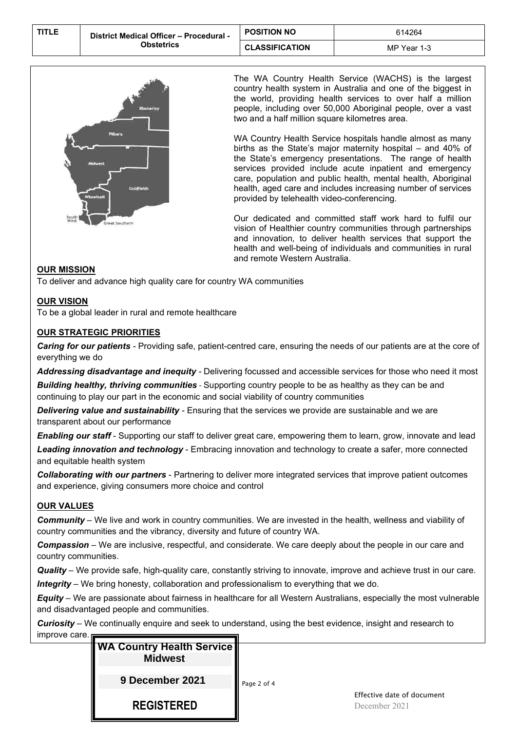| TITLE | District Medical Officer – Procedural - Obstetrics | POSITION NO | 614264 |
|---|---|---|---|
| | | CLASSIFICATION | MP Year 1-3 |

The WA Country Health Service (WACHS) is the largest country health system in Australia and one of the biggest in the world, providing health services to over half a million people, including over 50,000 Aboriginal people, over a vast two and a half million square kilometres area.

WA Country Health Service hospitals handle almost as many births as the State's major maternity hospital – and 40% of the State's emergency presentations. The range of health services provided include acute inpatient and emergency care, population and public health, mental health, Aboriginal health, aged care and includes increasing number of services provided by telehealth video-conferencing.

Our dedicated and committed staff work hard to fulfil our vision of Healthier country communities through partnerships and innovation, to deliver health services that support the health and well-being of individuals and communities in rural and remote Western Australia.

## OUR MISSION

To deliver and advance high quality care for country WA communities

## OUR VISION

To be a global leader in rural and remote healthcare

## OUR STRATEGIC PRIORITIES

***Caring for our patients*** - Providing safe, patient-centred care, ensuring the needs of our patients are at the core of everything we do

***Addressing disadvantage and inequity*** - Delivering focussed and accessible services for those who need it most

***Building healthy, thriving communities*** - Supporting country people to be as healthy as they can be and continuing to play our part in the economic and social viability of country communities

***Delivering value and sustainability*** - Ensuring that the services we provide are sustainable and we are transparent about our performance

***Enabling our staff*** - Supporting our staff to deliver great care, empowering them to learn, grow, innovate and lead

***Leading innovation and technology*** - Embracing innovation and technology to create a safer, more connected and equitable health system

***Collaborating with our partners*** - Partnering to deliver more integrated services that improve patient outcomes and experience, giving consumers more choice and control

## OUR VALUES

***Community*** – We live and work in country communities. We are invested in the health, wellness and viability of country communities and the vibrancy, diversity and future of country WA.

***Compassion*** – We are inclusive, respectful, and considerate. We care deeply about the people in our care and country communities.

***Quality*** – We provide safe, high-quality care, constantly striving to innovate, improve and achieve trust in our care.

***Integrity*** – We bring honesty, collaboration and professionalism to everything that we do.

***Equity*** – We are passionate about fairness in healthcare for all Western Australians, especially the most vulnerable and disadvantaged people and communities.

***Curiosity*** – We continually enquire and seek to understand, using the best evidence, insight and research to improve care.

**WA Country Health Service**
**Midwest**

**9 December 2021**

**REGISTERED**

Effective date of document
December 2021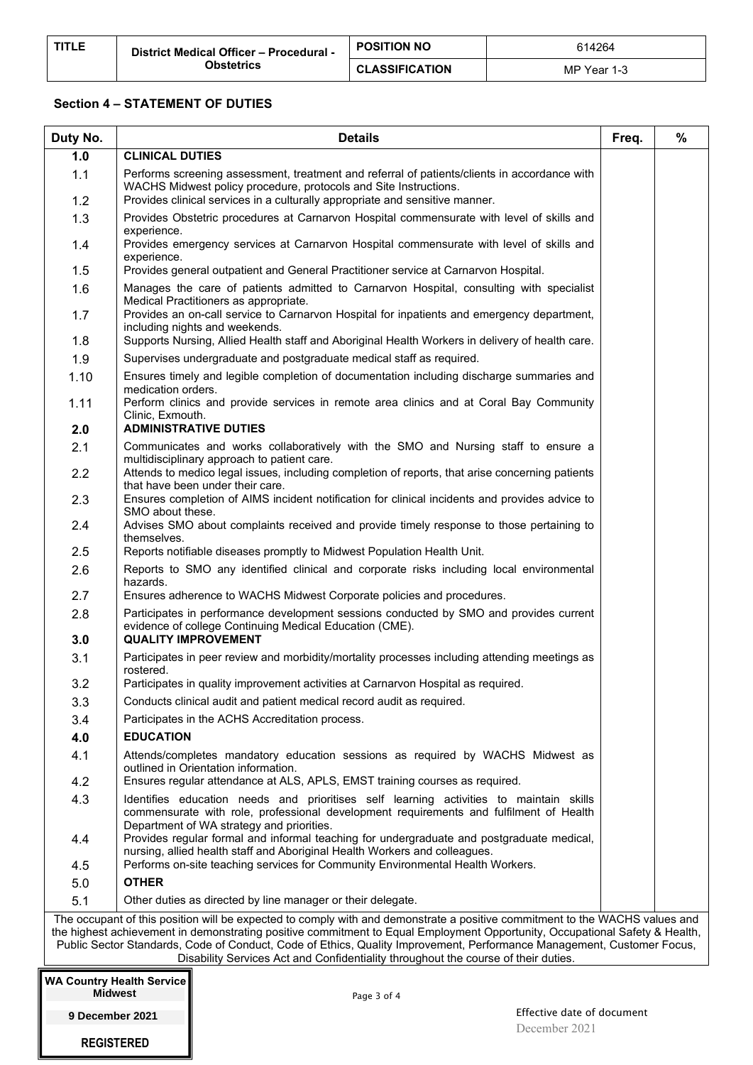| TITLE | District Medical Officer – Procedural - Obstetrics | POSITION NO | 614264 |
|---|---|---|---|
| | | CLASSIFICATION | MP Year 1-3 |

## Section 4 – STATEMENT OF DUTIES

| Duty No. | Details | Freq. | % |
|---|---|---|---|
| **1.0** | **CLINICAL DUTIES** | | |
| 1.1 | Performs screening assessment, treatment and referral of patients/clients in accordance with WACHS Midwest policy procedure, protocols and Site Instructions. | | |
| 1.2 | Provides clinical services in a culturally appropriate and sensitive manner. | | |
| 1.3 | Provides Obstetric procedures at Carnarvon Hospital commensurate with level of skills and experience. | | |
| 1.4 | Provides emergency services at Carnarvon Hospital commensurate with level of skills and experience. | | |
| 1.5 | Provides general outpatient and General Practitioner service at Carnarvon Hospital. | | |
| 1.6 | Manages the care of patients admitted to Carnarvon Hospital, consulting with specialist Medical Practitioners as appropriate. | | |
| 1.7 | Provides an on-call service to Carnarvon Hospital for inpatients and emergency department, including nights and weekends. | | |
| 1.8 | Supports Nursing, Allied Health staff and Aboriginal Health Workers in delivery of health care. | | |
| 1.9 | Supervises undergraduate and postgraduate medical staff as required. | | |
| 1.10 | Ensures timely and legible completion of documentation including discharge summaries and medication orders. | | |
| 1.11 | Perform clinics and provide services in remote area clinics and at Coral Bay Community Clinic, Exmouth. | | |
| **2.0** | **ADMINISTRATIVE DUTIES** | | |
| 2.1 | Communicates and works collaboratively with the SMO and Nursing staff to ensure a multidisciplinary approach to patient care. | | |
| 2.2 | Attends to medico legal issues, including completion of reports, that arise concerning patients that have been under their care. | | |
| 2.3 | Ensures completion of AIMS incident notification for clinical incidents and provides advice to SMO about these. | | |
| 2.4 | Advises SMO about complaints received and provide timely response to those pertaining to themselves. | | |
| 2.5 | Reports notifiable diseases promptly to Midwest Population Health Unit. | | |
| 2.6 | Reports to SMO any identified clinical and corporate risks including local environmental hazards. | | |
| 2.7 | Ensures adherence to WACHS Midwest Corporate policies and procedures. | | |
| 2.8 | Participates in performance development sessions conducted by SMO and provides current evidence of college Continuing Medical Education (CME). | | |
| **3.0** | **QUALITY IMPROVEMENT** | | |
| 3.1 | Participates in peer review and morbidity/mortality processes including attending meetings as rostered. | | |
| 3.2 | Participates in quality improvement activities at Carnarvon Hospital as required. | | |
| 3.3 | Conducts clinical audit and patient medical record audit as required. | | |
| 3.4 | Participates in the ACHS Accreditation process. | | |
| **4.0** | **EDUCATION** | | |
| 4.1 | Attends/completes mandatory education sessions as required by WACHS Midwest as outlined in Orientation information. | | |
| 4.2 | Ensures regular attendance at ALS, APLS, EMST training courses as required. | | |
| 4.3 | Identifies education needs and prioritises self learning activities to maintain skills commensurate with role, professional development requirements and fulfilment of Health Department of WA strategy and priorities. | | |
| 4.4 | Provides regular formal and informal teaching for undergraduate and postgraduate medical, nursing, allied health staff and Aboriginal Health Workers and colleagues. | | |
| 4.5 | Performs on-site teaching services for Community Environmental Health Workers. | | |
| **5.0** | **OTHER** | | |
| 5.1 | Other duties as directed by line manager or their delegate. | | |

The occupant of this position will be expected to comply with and demonstrate a positive commitment to the WACHS values and the highest achievement in demonstrating positive commitment to Equal Employment Opportunity, Occupational Safety & Health, Public Sector Standards, Code of Conduct, Code of Ethics, Quality Improvement, Performance Management, Customer Focus, Disability Services Act and Confidentiality throughout the course of their duties.

**WA Country Health Service Midwest**
**9 December 2021**
**REGISTERED**

Effective date of document
December 2021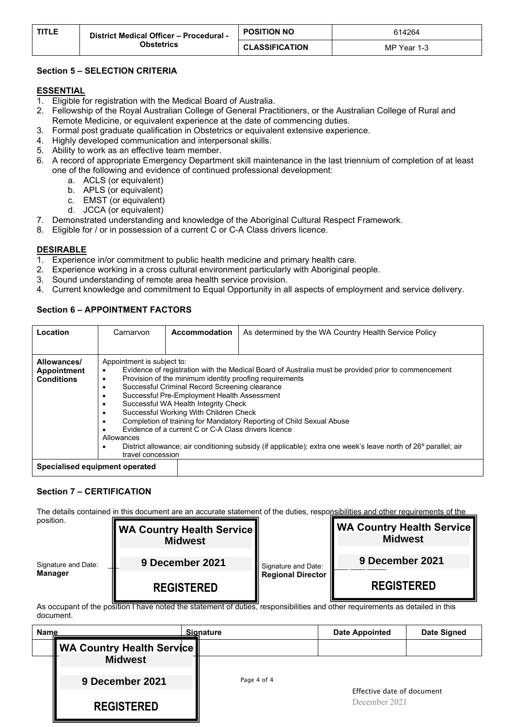| TITLE | District Medical Officer – Procedural - Obstetrics | POSITION NO | 614264 |
|---|---|---|---|
| | | CLASSIFICATION | MP Year 1-3 |

### Section 5 – SELECTION CRITERIA

**ESSENTIAL**

1. Eligible for registration with the Medical Board of Australia.
2. Fellowship of the Royal Australian College of General Practitioners, or the Australian College of Rural and Remote Medicine, or equivalent experience at the date of commencing duties.
3. Formal post graduate qualification in Obstetrics or equivalent extensive experience.
4. Highly developed communication and interpersonal skills.
5. Ability to work as an effective team member.
6. A record of appropriate Emergency Department skill maintenance in the last triennium of completion of at least one of the following and evidence of continued professional development:
   a. ACLS (or equivalent)
   b. APLS (or equivalent)
   c. EMST (or equivalent)
   d. JCCA (or equivalent)
7. Demonstrated understanding and knowledge of the Aboriginal Cultural Respect Framework.
8. Eligible for / or in possession of a current C or C-A Class drivers licence.

**DESIRABLE**

1. Experience in/or commitment to public health medicine and primary health care.
2. Experience working in a cross cultural environment particularly with Aboriginal people.
3. Sound understanding of remote area health service provision.
4. Current knowledge and commitment to Equal Opportunity in all aspects of employment and service delivery.

### Section 6 – APPOINTMENT FACTORS

| Location | Carnarvon | Accommodation | As determined by the WA Country Health Service Policy |
|---|---|---|---|
| Allowances/ Appointment Conditions | Appointment is subject to:<br>• Evidence of registration with the Medical Board of Australia must be provided prior to commencement<br>• Provision of the minimum identity proofing requirements<br>• Successful Criminal Record Screening clearance<br>• Successful Pre-Employment Health Assessment<br>• Successful WA Health Integrity Check<br>• Successful Working With Children Check<br>• Completion of training for Mandatory Reporting of Child Sexual Abuse<br>• Evidence of a current C or C-A Class drivers licence<br>Allowances<br>• District allowance; air conditioning subsidy (if applicable); extra one week's leave north of 26º parallel; air travel concession | | |
| Specialised equipment operated | | | |

### Section 7 – CERTIFICATION

The details contained in this document are an accurate statement of the duties, responsibilities and other requirements of the position.

Signature and Date: **Manager** — WA Country Health Service Midwest 9 December 2021 REGISTERED

Signature and Date: **Regional Director** — WA Country Health Service Midwest 9 December 2021 REGISTERED

As occupant of the position I have noted the statement of duties, responsibilities and other requirements as detailed in this document.

| Name | Signature | Date Appointed | Date Signed |
|---|---|---|---|
| | | | |

WA Country Health Service Midwest 9 December 2021 REGISTERED

Effective date of document
December 2021